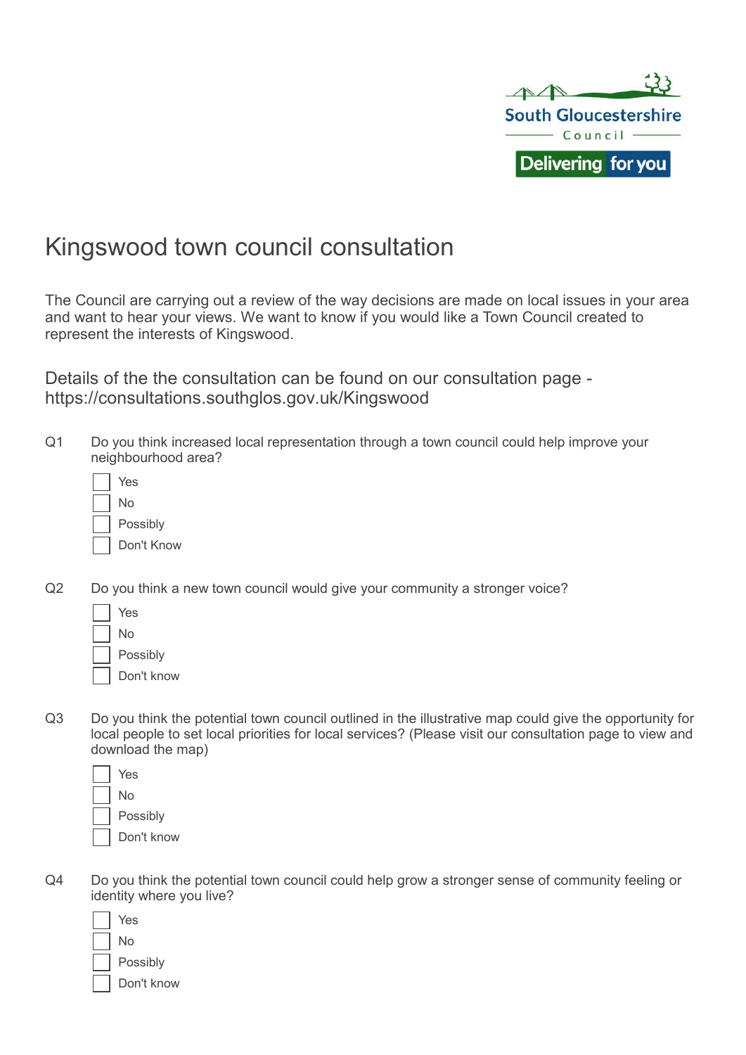South Gloucestershire Council

Delivering for you

# Kingswood town council consultation

The Council are carrying out a review of the way decisions are made on local issues in your area and want to hear your views. We want to know if you would like a Town Council created to represent the interests of Kingswood.

Details of the the consultation can be found on our consultation page - https://consultations.southglos.gov.uk/Kingswood

Q1 Do you think increased local representation through a town council could help improve your neighbourhood area?

- [ ] Yes
- [ ] No
- [ ] Possibly
- [ ] Don't Know

Q2 Do you think a new town council would give your community a stronger voice?

- [ ] Yes
- [ ] No
- [ ] Possibly
- [ ] Don't know

Q3 Do you think the potential town council outlined in the illustrative map could give the opportunity for local people to set local priorities for local services? (Please visit our consultation page to view and download the map)

- [ ] Yes
- [ ] No
- [ ] Possibly
- [ ] Don't know

Q4 Do you think the potential town council could help grow a stronger sense of community feeling or identity where you live?

- [ ] Yes
- [ ] No
- [ ] Possibly
- [ ] Don't know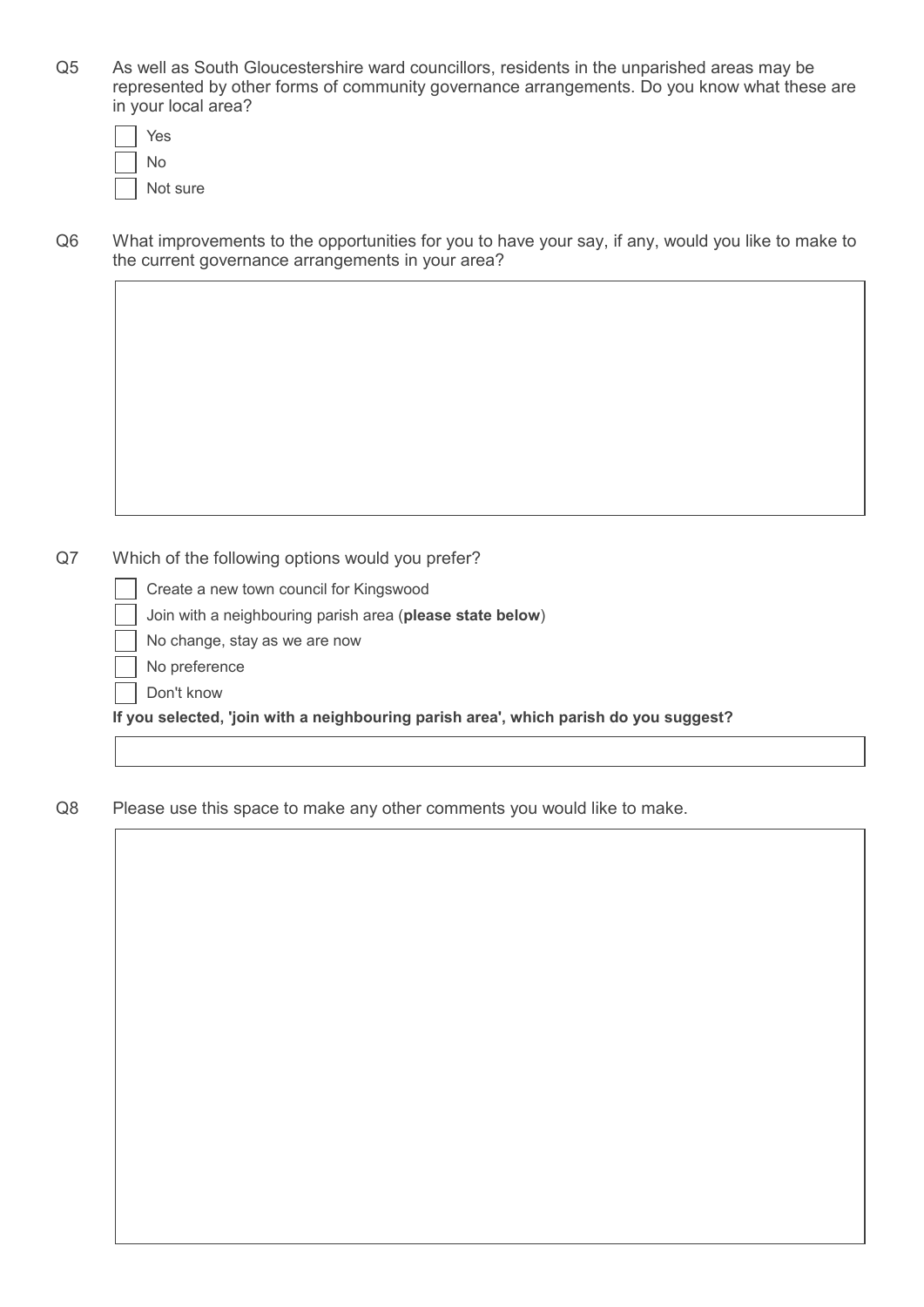Q5 As well as South Gloucestershire ward councillors, residents in the unparished areas may be represented by other forms of community governance arrangements. Do you know what these are in your local area?

- [ ] Yes
- [ ] No
- [ ] Not sure

Q6 What improvements to the opportunities for you to have your say, if any, would you like to make to the current governance arrangements in your area?

Q7 Which of the following options would you prefer?

- [ ] Create a new town council for Kingswood
- [ ] Join with a neighbouring parish area (**please state below**)
- [ ] No change, stay as we are now
- [ ] No preference
- [ ] Don't know

**If you selected, 'join with a neighbouring parish area', which parish do you suggest?**

Q8 Please use this space to make any other comments you would like to make.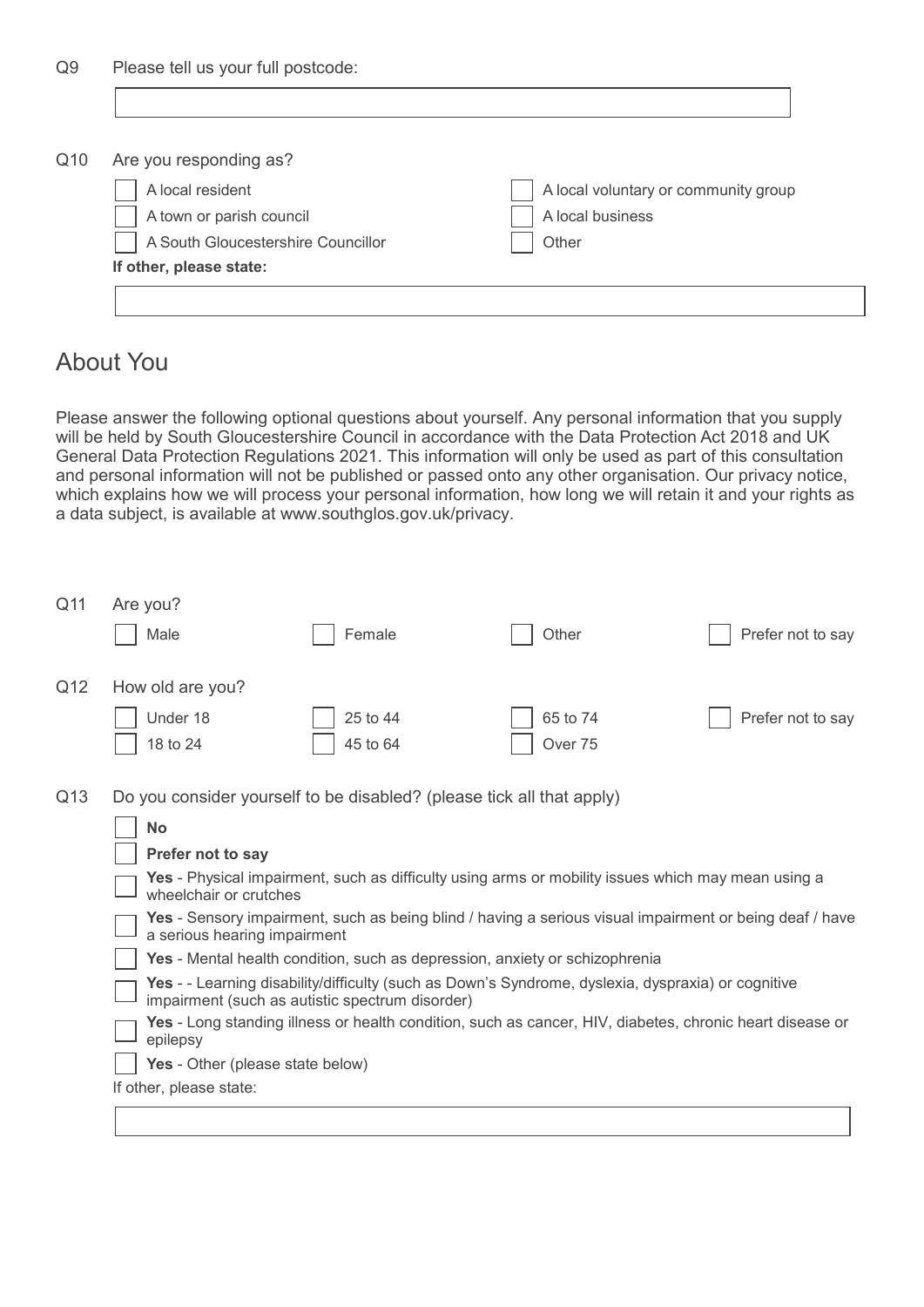Q9 Please tell us your full postcode:

\_\_\_\_\_\_\_\_\_\_\_\_\_\_\_\_\_\_\_\_

Q10 Are you responding as?

- ☐ A local resident
- ☐ A town or parish council
- ☐ A South Gloucestershire Councillor
- ☐ A local voluntary or community group
- ☐ A local business
- ☐ Other

**If other, please state:**

\_\_\_\_\_\_\_\_\_\_\_\_\_\_\_\_\_\_\_\_

## About You

Please answer the following optional questions about yourself. Any personal information that you supply will be held by South Gloucestershire Council in accordance with the Data Protection Act 2018 and UK General Data Protection Regulations 2021. This information will only be used as part of this consultation and personal information will not be published or passed onto any other organisation. Our privacy notice, which explains how we will process your personal information, how long we will retain it and your rights as a data subject, is available at www.southglos.gov.uk/privacy.

Q11 Are you?

- ☐ Male
- ☐ Female
- ☐ Other
- ☐ Prefer not to say

Q12 How old are you?

- ☐ Under 18
- ☐ 18 to 24
- ☐ 25 to 44
- ☐ 45 to 64
- ☐ 65 to 74
- ☐ Over 75
- ☐ Prefer not to say

Q13 Do you consider yourself to be disabled? (please tick all that apply)

- ☐ **No**
- ☐ **Prefer not to say**
- ☐ **Yes** - Physical impairment, such as difficulty using arms or mobility issues which may mean using a wheelchair or crutches
- ☐ **Yes** - Sensory impairment, such as being blind / having a serious visual impairment or being deaf / have a serious hearing impairment
- ☐ **Yes** - Mental health condition, such as depression, anxiety or schizophrenia
- ☐ **Yes** - - Learning disability/difficulty (such as Down's Syndrome, dyslexia, dyspraxia) or cognitive impairment (such as autistic spectrum disorder)
- ☐ **Yes** - Long standing illness or health condition, such as cancer, HIV, diabetes, chronic heart disease or epilepsy
- ☐ **Yes** - Other (please state below)

If other, please state:

\_\_\_\_\_\_\_\_\_\_\_\_\_\_\_\_\_\_\_\_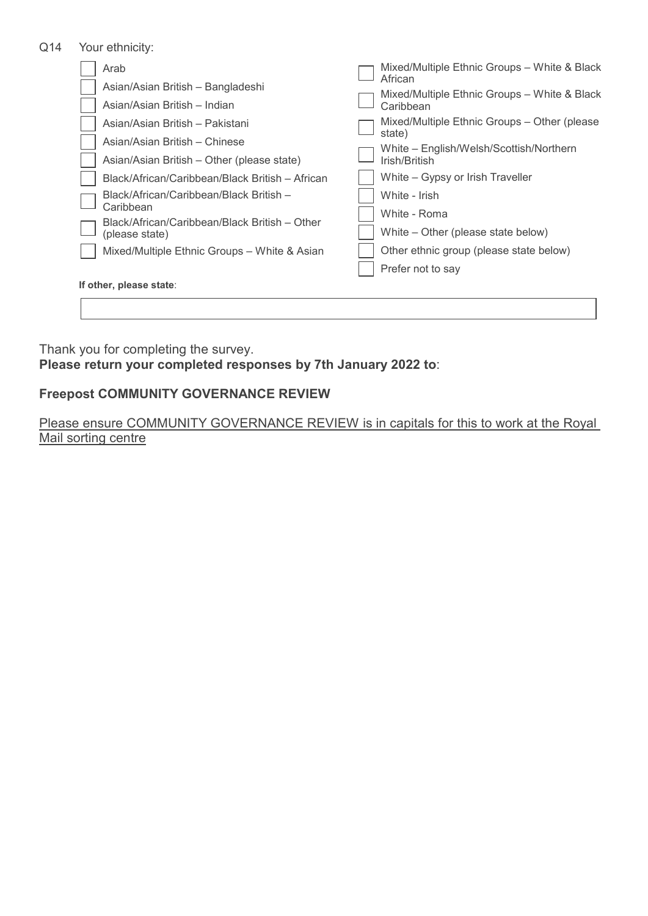Q14 Your ethnicity:

- ☐ Arab
- ☐ Asian/Asian British – Bangladeshi
- ☐ Asian/Asian British – Indian
- ☐ Asian/Asian British – Pakistani
- ☐ Asian/Asian British – Chinese
- ☐ Asian/Asian British – Other (please state)
- ☐ Black/African/Caribbean/Black British – African
- ☐ Black/African/Caribbean/Black British – Caribbean
- ☐ Black/African/Caribbean/Black British – Other (please state)
- ☐ Mixed/Multiple Ethnic Groups – White & Asian
- ☐ Mixed/Multiple Ethnic Groups – White & Black African
- ☐ Mixed/Multiple Ethnic Groups – White & Black Caribbean
- ☐ Mixed/Multiple Ethnic Groups – Other (please state)
- ☐ White – English/Welsh/Scottish/Northern Irish/British
- ☐ White – Gypsy or Irish Traveller
- ☐ White - Irish
- ☐ White - Roma
- ☐ White – Other (please state below)
- ☐ Other ethnic group (please state below)
- ☐ Prefer not to say

**If other, please state**:

Thank you for completing the survey.
**Please return your completed responses by 7th January 2022 to**:

**Freepost COMMUNITY GOVERNANCE REVIEW**

Please ensure COMMUNITY GOVERNANCE REVIEW is in capitals for this to work at the Royal Mail sorting centre